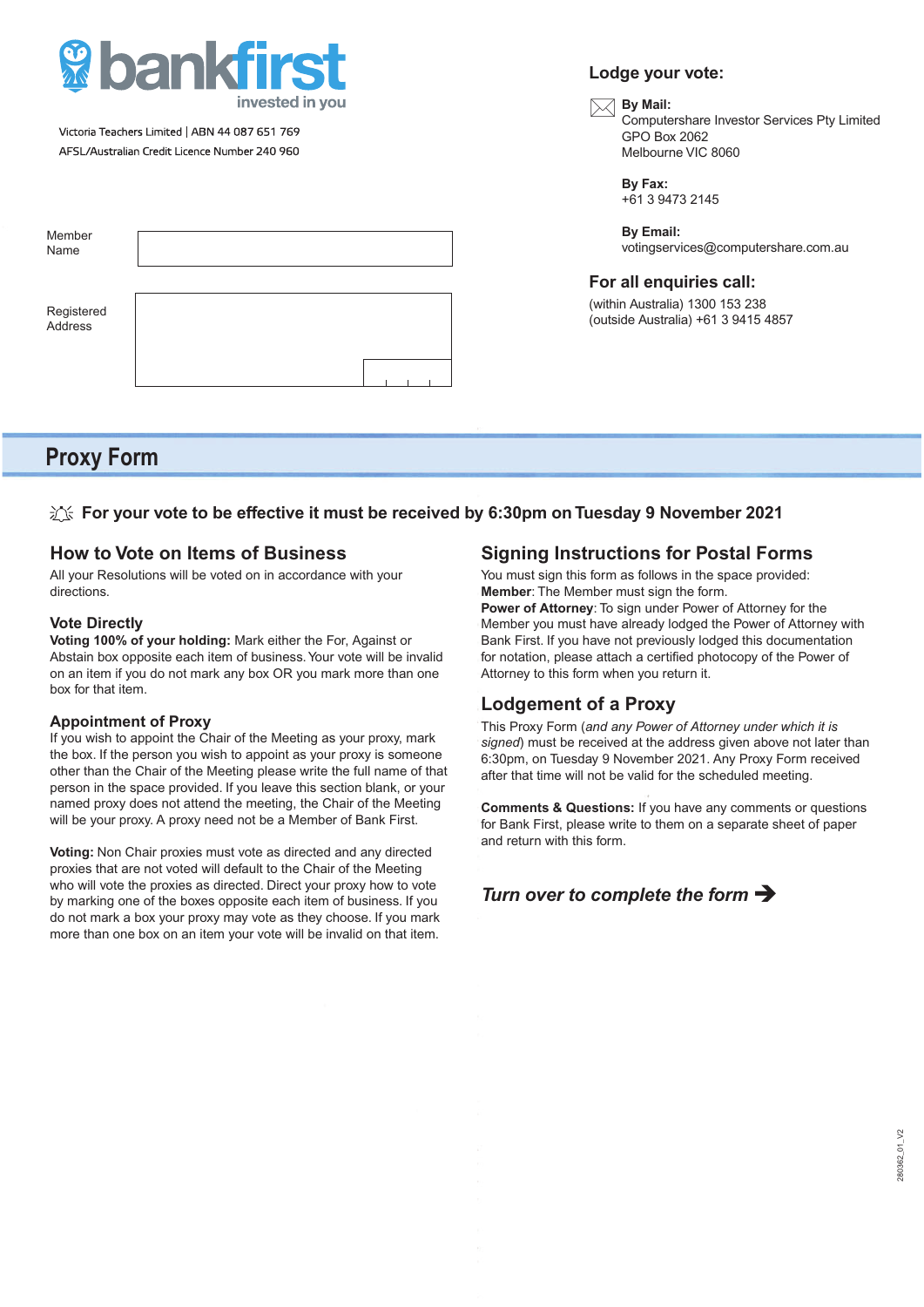bankfirst
invested in you

Victoria Teachers Limited | ABN 44 087 651 769
AFSL/Australian Credit Licence Number 240 960

Member Name

Registered Address

## Lodge your vote:

**By Mail:**
Computershare Investor Services Pty Limited
GPO Box 2062
Melbourne VIC 8060

**By Fax:**
+61 3 9473 2145

**By Email:**
votingservices@computershare.com.au

## For all enquiries call:

(within Australia) 1300 153 238
(outside Australia) +61 3 9415 4857

# Proxy Form

**For your vote to be effective it must be received by 6:30pm on Tuesday 9 November 2021**

## How to Vote on Items of Business

All your Resolutions will be voted on in accordance with your directions.

### Vote Directly

**Voting 100% of your holding:** Mark either the For, Against or Abstain box opposite each item of business. Your vote will be invalid on an item if you do not mark any box OR you mark more than one box for that item.

### Appointment of Proxy

If you wish to appoint the Chair of the Meeting as your proxy, mark the box. If the person you wish to appoint as your proxy is someone other than the Chair of the Meeting please write the full name of that person in the space provided. If you leave this section blank, or your named proxy does not attend the meeting, the Chair of the Meeting will be your proxy. A proxy need not be a Member of Bank First.

**Voting:** Non Chair proxies must vote as directed and any directed proxies that are not voted will default to the Chair of the Meeting who will vote the proxies as directed. Direct your proxy how to vote by marking one of the boxes opposite each item of business. If you do not mark a box your proxy may vote as they choose. If you mark more than one box on an item your vote will be invalid on that item.

## Signing Instructions for Postal Forms

You must sign this form as follows in the space provided:
**Member**: The Member must sign the form.
**Power of Attorney**: To sign under Power of Attorney for the Member you must have already lodged the Power of Attorney with Bank First. If you have not previously lodged this documentation for notation, please attach a certified photocopy of the Power of Attorney to this form when you return it.

## Lodgement of a Proxy

This Proxy Form (*and any Power of Attorney under which it is signed*) must be received at the address given above not later than 6:30pm, on Tuesday 9 November 2021. Any Proxy Form received after that time will not be valid for the scheduled meeting.

**Comments & Questions:** If you have any comments or questions for Bank First, please write to them on a separate sheet of paper and return with this form.

***Turn over to complete the form ➔***

280362_01_V2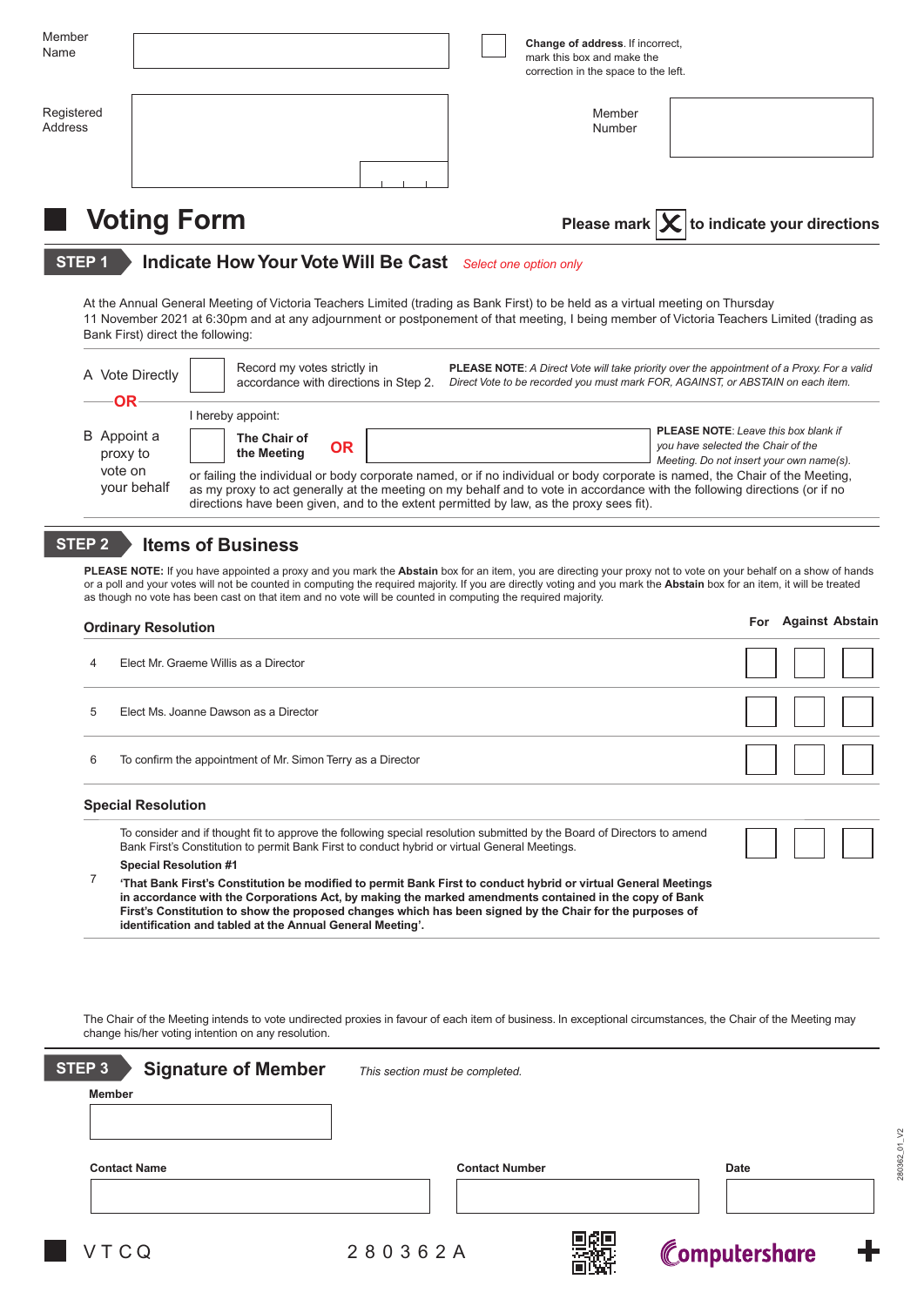Member Name

Change of address. If incorrect, mark this box and make the correction in the space to the left.

Registered Address

Member Number

# Voting Form

**Please mark ☒ to indicate your directions**

## STEP 1 Indicate How Your Vote Will Be Cast

*Select one option only*

At the Annual General Meeting of Victoria Teachers Limited (trading as Bank First) to be held as a virtual meeting on Thursday 11 November 2021 at 6:30pm and at any adjournment or postponement of that meeting, I being member of Victoria Teachers Limited (trading as Bank First) direct the following:

A Vote Directly ☐ Record my votes strictly in accordance with directions in Step 2.

**PLEASE NOTE**: *A Direct Vote will take priority over the appointment of a Proxy. For a valid Direct Vote to be recorded you must mark FOR, AGAINST, or ABSTAIN on each item.*

**OR**

B Appoint a proxy to vote on your behalf

I hereby appoint:

☐ **The Chair of the Meeting** **OR** ______________

**PLEASE NOTE**: *Leave this box blank if you have selected the Chair of the Meeting. Do not insert your own name(s).*

or failing the individual or body corporate named, or if no individual or body corporate is named, the Chair of the Meeting, as my proxy to act generally at the meeting on my behalf and to vote in accordance with the following directions (or if no directions have been given, and to the extent permitted by law, as the proxy sees fit).

## STEP 2 Items of Business

**PLEASE NOTE:** If you have appointed a proxy and you mark the **Abstain** box for an item, you are directing your proxy not to vote on your behalf on a show of hands or a poll and your votes will not be counted in computing the required majority. If you are directly voting and you mark the **Abstain** box for an item, it will be treated as though no vote has been cast on that item and no vote will be counted in computing the required majority.

### Ordinary Resolution

| | | For | Against | Abstain |
|---|---|---|---|---|
| 4 | Elect Mr. Graeme Willis as a Director | ☐ | ☐ | ☐ |
| 5 | Elect Ms. Joanne Dawson as a Director | ☐ | ☐ | ☐ |
| 6 | To confirm the appointment of Mr. Simon Terry as a Director | ☐ | ☐ | ☐ |

### Special Resolution

| | | For | Against | Abstain |
|---|---|---|---|---|
| 7 | To consider and if thought fit to approve the following special resolution submitted by the Board of Directors to amend Bank First's Constitution to permit Bank First to conduct hybrid or virtual General Meetings. **Special Resolution #1** **'That Bank First's Constitution be modified to permit Bank First to conduct hybrid or virtual General Meetings in accordance with the Corporations Act, by making the marked amendments contained in the copy of Bank First's Constitution to show the proposed changes which has been signed by the Chair for the purposes of identification and tabled at the Annual General Meeting'.** | ☐ | ☐ | ☐ |

The Chair of the Meeting intends to vote undirected proxies in favour of each item of business. In exceptional circumstances, the Chair of the Meeting may change his/her voting intention on any resolution.

## STEP 3 Signature of Member

*This section must be completed.*

**Member**

**Contact Name** | **Contact Number** | **Date**

VTCQ 280362A

Computershare

280362_01_V2